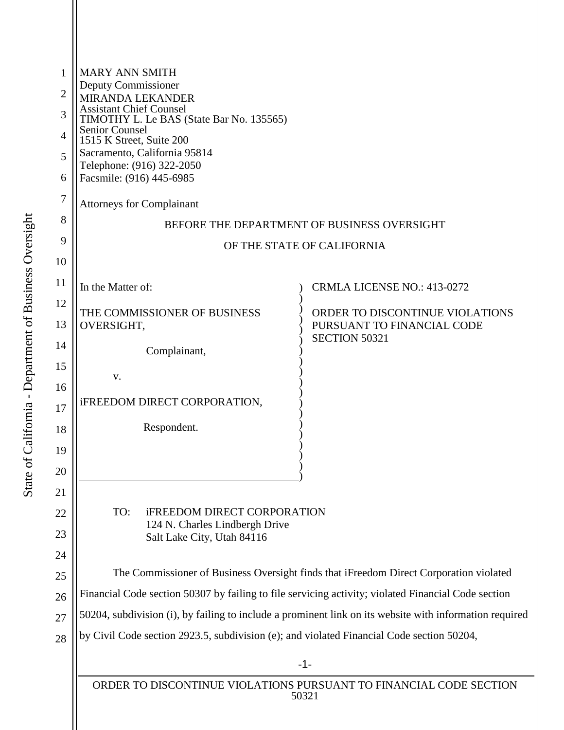MARY ANN SMITH
Deputy Commissioner
MIRANDA LEKANDER
Assistant Chief Counsel
TIMOTHY L. Le BAS (State Bar No. 135565)
Senior Counsel
1515 K Street, Suite 200
Sacramento, California 95814
Telephone: (916) 322-2050
Facsmile: (916) 445-6985

Attorneys for Complainant

BEFORE THE DEPARTMENT OF BUSINESS OVERSIGHT

OF THE STATE OF CALIFORNIA

| | |
|---|---|
| In the Matter of:<br><br>THE COMMISSIONER OF BUSINESS OVERSIGHT,<br><br>Complainant,<br><br>v.<br><br>iFREEDOM DIRECT CORPORATION,<br><br>Respondent. | CRMLA LICENSE NO.: 413-0272<br><br>ORDER TO DISCONTINUE VIOLATIONS PURSUANT TO FINANCIAL CODE SECTION 50321 |

TO: iFREEDOM DIRECT CORPORATION
124 N. Charles Lindbergh Drive
Salt Lake City, Utah 84116

The Commissioner of Business Oversight finds that iFreedom Direct Corporation violated Financial Code section 50307 by failing to file servicing activity; violated Financial Code section 50204, subdivision (i), by failing to include a prominent link on its website with information required by Civil Code section 2923.5, subdivision (e); and violated Financial Code section 50204,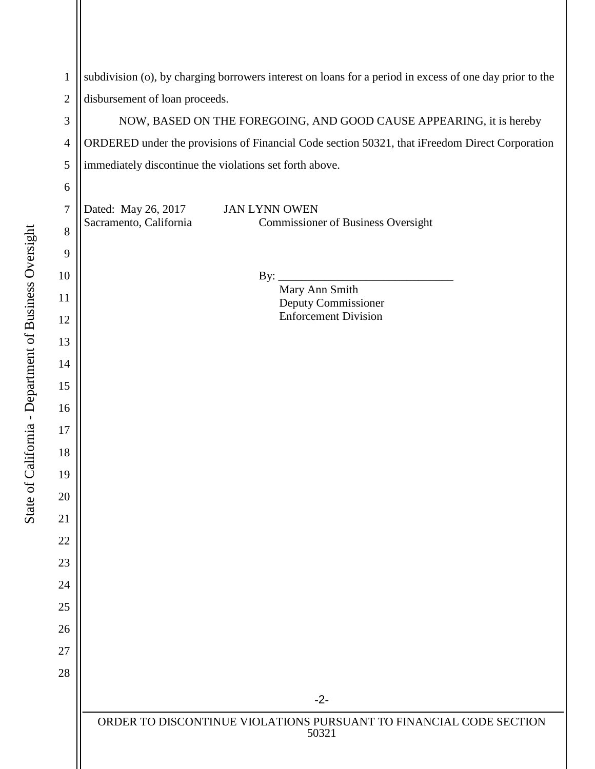subdivision (o), by charging borrowers interest on loans for a period in excess of one day prior to the disbursement of loan proceeds.

NOW, BASED ON THE FOREGOING, AND GOOD CAUSE APPEARING, it is hereby ORDERED under the provisions of Financial Code section 50321, that iFreedom Direct Corporation immediately discontinue the violations set forth above.

Dated: May 26, 2017
Sacramento, California

JAN LYNN OWEN
Commissioner of Business Oversight

By: ______________________________
Mary Ann Smith
Deputy Commissioner
Enforcement Division